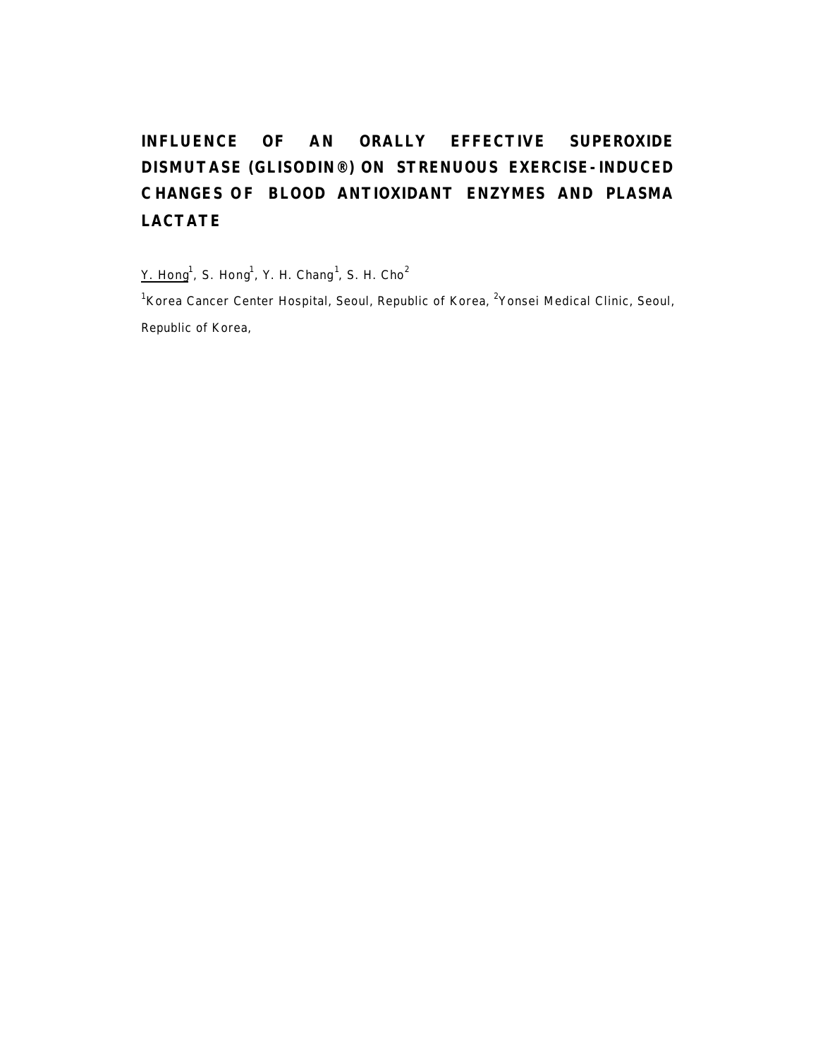# INFLUENCE OF AN ORALLY EFFECTIVE SUPEROXIDE DISMUTASE (GLISODIN®) ON STRENUOUS EXERCISE-INDUCED CHANGES OF BLOOD ANTIOXIDANT ENZYMES AND PLASMA LACTATE

Y. Hong[1], S. Hong[1], Y. H. Chang[1], S. H. Cho[2]

[1]Korea Cancer Center Hospital, Seoul, Republic of Korea, [2]Yonsei Medical Clinic, Seoul, Republic of Korea,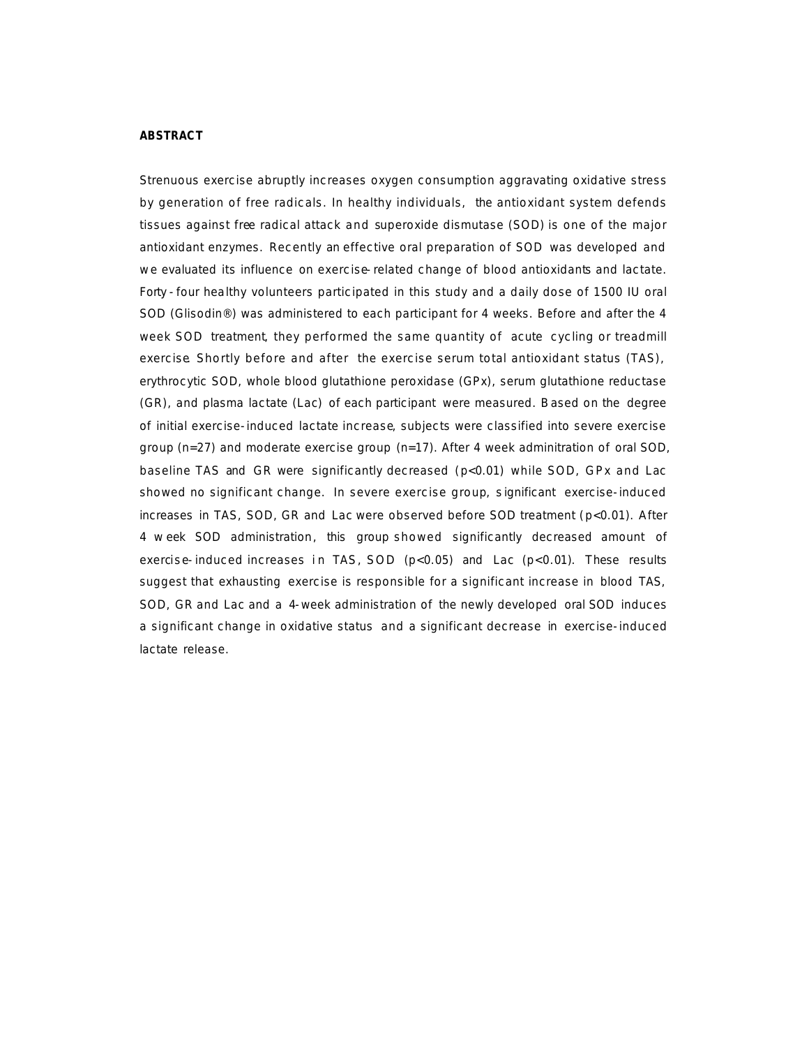**ABSTRACT**

Strenuous exercise abruptly increases oxygen consumption aggravating oxidative stress by generation of free radicals. In healthy individuals, the antioxidant system defends tissues against free radical attack and superoxide dismutase (SOD) is one of the major antioxidant enzymes. Recently an effective oral preparation of SOD was developed and we evaluated its influence on exercise-related change of blood antioxidants and lactate. Forty-four healthy volunteers participated in this study and a daily dose of 1500 IU oral SOD (Glisodin®) was administered to each participant for 4 weeks. Before and after the 4 week SOD treatment, they performed the same quantity of acute cycling or treadmill exercise. Shortly before and after the exercise serum total antioxidant status (TAS), erythrocytic SOD, whole blood glutathione peroxidase (GPx), serum glutathione reductase (GR), and plasma lactate (Lac) of each participant were measured. Based on the degree of initial exercise-induced lactate increase, subjects were classified into severe exercise group (n=27) and moderate exercise group (n=17). After 4 week adminitration of oral SOD, baseline TAS and GR were significantly decreased ($p<0.01$) while SOD, GPx and Lac showed no significant change. In severe exercise group, significant exercise-induced increases in TAS, SOD, GR and Lac were observed before SOD treatment ($p<0.01$). After 4 week SOD administration, this group showed significantly decreased amount of exercise-induced increases in TAS, SOD ($p<0.05$) and Lac ($p<0.01$). These results suggest that exhausting exercise is responsible for a significant increase in blood TAS, SOD, GR and Lac and a 4-week administration of the newly developed oral SOD induces a significant change in oxidative status and a significant decrease in exercise-induced lactate release.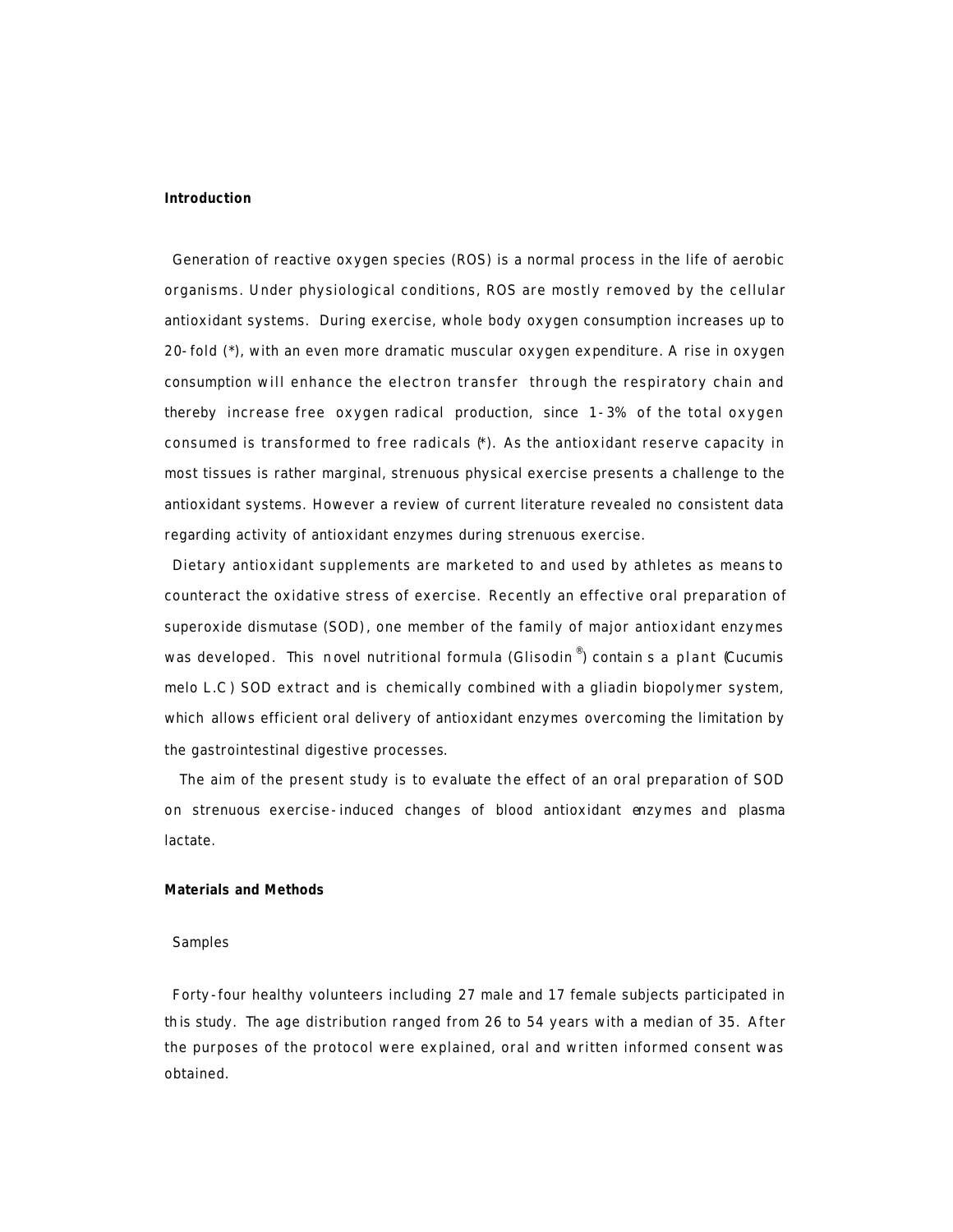**Introduction**

Generation of reactive oxygen species (ROS) is a normal process in the life of aerobic organisms. Under physiological conditions, ROS are mostly removed by the cellular antioxidant systems. During exercise, whole body oxygen consumption increases up to 20-fold (*), with an even more dramatic muscular oxygen expenditure. A rise in oxygen consumption will enhance the electron transfer through the respiratory chain and thereby increase free oxygen radical production, since 1-3% of the total oxygen consumed is transformed to free radicals (*). As the antioxidant reserve capacity in most tissues is rather marginal, strenuous physical exercise presents a challenge to the antioxidant systems. However a review of current literature revealed no consistent data regarding activity of antioxidant enzymes during strenuous exercise.

Dietary antioxidant supplements are marketed to and used by athletes as means to counteract the oxidative stress of exercise. Recently an effective oral preparation of superoxide dismutase (SOD), one member of the family of major antioxidant enzymes was developed. This novel nutritional formula (Glisodin®) contains a plant (Cucumis melo L.C) SOD extract and is chemically combined with a gliadin biopolymer system, which allows efficient oral delivery of antioxidant enzymes overcoming the limitation by the gastrointestinal digestive processes.

The aim of the present study is to evaluate the effect of an oral preparation of SOD on strenuous exercise-induced changes of blood antioxidant enzymes and plasma lactate.

**Materials and Methods**

Samples

Forty-four healthy volunteers including 27 male and 17 female subjects participated in this study. The age distribution ranged from 26 to 54 years with a median of 35. After the purposes of the protocol were explained, oral and written informed consent was obtained.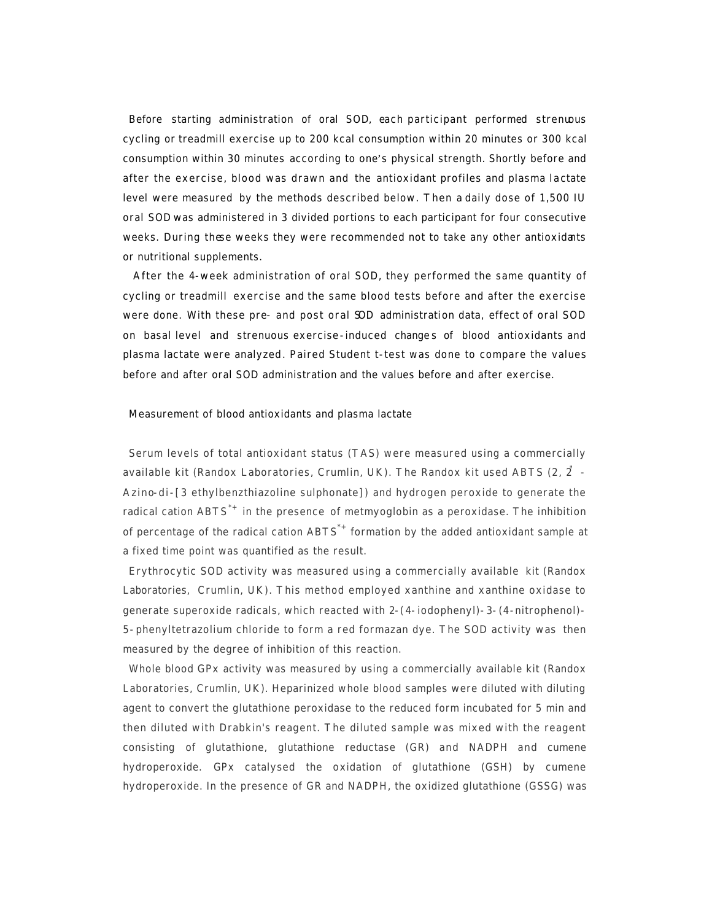Before starting administration of oral SOD, each participant performed strenuous cycling or treadmill exercise up to 200 kcal consumption within 20 minutes or 300 kcal consumption within 30 minutes according to one's physical strength. Shortly before and after the exercise, blood was drawn and the antioxidant profiles and plasma lactate level were measured by the methods described below. Then a daily dose of 1,500 IU oral SOD was administered in 3 divided portions to each participant for four consecutive weeks. During these weeks they were recommended not to take any other antioxidants or nutritional supplements.

After the 4-week administration of oral SOD, they performed the same quantity of cycling or treadmill exercise and the same blood tests before and after the exercise were done. With these pre- and post oral SOD administration data, effect of oral SOD on basal level and strenuous exercise-induced changes of blood antioxidants and plasma lactate were analyzed. Paired Student t-test was done to compare the values before and after oral SOD administration and the values before and after exercise.

## Measurement of blood antioxidants and plasma lactate

Serum levels of total antioxidant status (TAS) were measured using a commercially available kit (Randox Laboratories, Crumlin, UK). The Randox kit used ABTS (2, 2' -Azino-di-[3 ethylbenzthiazoline sulphonate]) and hydrogen peroxide to generate the radical cation $ABTS^{*+}$ in the presence of metmyoglobin as a peroxidase. The inhibition of percentage of the radical cation $ABTS^{*+}$ formation by the added antioxidant sample at a fixed time point was quantified as the result.

Erythrocytic SOD activity was measured using a commercially available kit (Randox Laboratories, Crumlin, UK). This method employed xanthine and xanthine oxidase to generate superoxide radicals, which reacted with 2-(4-iodophenyl)-3-(4-nitrophenol)-5-phenyltetrazolium chloride to form a red formazan dye. The SOD activity was then measured by the degree of inhibition of this reaction.

Whole blood GPx activity was measured by using a commercially available kit (Randox Laboratories, Crumlin, UK). Heparinized whole blood samples were diluted with diluting agent to convert the glutathione peroxidase to the reduced form incubated for 5 min and then diluted with Drabkin's reagent. The diluted sample was mixed with the reagent consisting of glutathione, glutathione reductase (GR) and NADPH and cumene hydroperoxide. GPx catalysed the oxidation of glutathione (GSH) by cumene hydroperoxide. In the presence of GR and NADPH, the oxidized glutathione (GSSG) was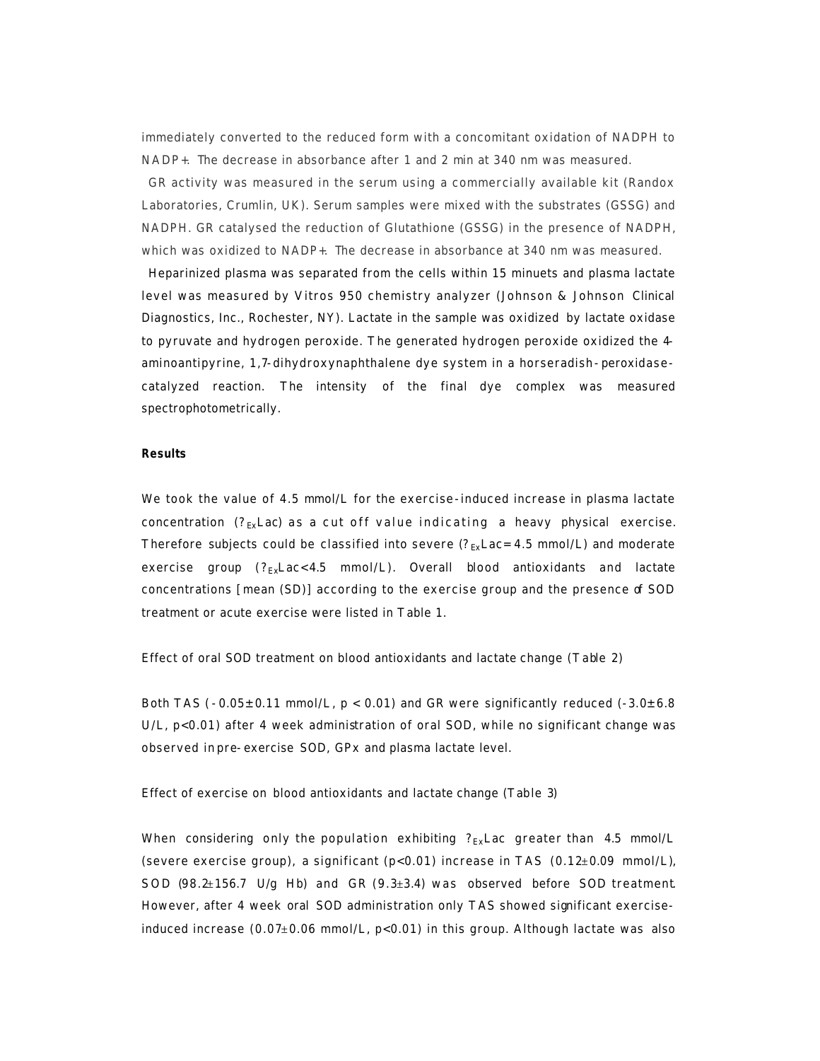immediately converted to the reduced form with a concomitant oxidation of NADPH to NADP+. The decrease in absorbance after 1 and 2 min at 340 nm was measured.

GR activity was measured in the serum using a commercially available kit (Randox Laboratories, Crumlin, UK). Serum samples were mixed with the substrates (GSSG) and NADPH. GR catalysed the reduction of Glutathione (GSSG) in the presence of NADPH, which was oxidized to NADP+. The decrease in absorbance at 340 nm was measured.

Heparinized plasma was separated from the cells within 15 minuets and plasma lactate level was measured by Vitros 950 chemistry analyzer (Johnson & Johnson Clinical Diagnostics, Inc., Rochester, NY). Lactate in the sample was oxidized by lactate oxidase to pyruvate and hydrogen peroxide. The generated hydrogen peroxide oxidized the 4-aminoantipyrine, 1,7-dihydroxynaphthalene dye system in a horseradish-peroxidase-catalyzed reaction. The intensity of the final dye complex was measured spectrophotometrically.

**Results**

We took the value of 4.5 mmol/L for the exercise-induced increase in plasma lactate concentration ($?_{Ex}$Lac) as a cut off value indicating a heavy physical exercise. Therefore subjects could be classified into severe ($?_{Ex}$Lac=4.5 mmol/L) and moderate exercise group ($?_{Ex}$Lac<4.5 mmol/L). Overall blood antioxidants and lactate concentrations [mean (SD)] according to the exercise group and the presence of SOD treatment or acute exercise were listed in Table 1.

Effect of oral SOD treatment on blood antioxidants and lactate change (Table 2)

Both TAS ($-0.05\pm0.11$ mmol/L, $p < 0.01$) and GR were significantly reduced ($-3.0\pm6.8$ U/L, $p<0.01$) after 4 week administration of oral SOD, while no significant change was observed in pre-exercise SOD, GPx and plasma lactate level.

Effect of exercise on blood antioxidants and lactate change (Table 3)

When considering only the population exhibiting $?_{Ex}$Lac greater than 4.5 mmol/L (severe exercise group), a significant ($p<0.01$) increase in TAS ($0.12\pm0.09$ mmol/L), SOD ($98.2\pm156.7$ U/g Hb) and GR ($9.3\pm3.4$) was observed before SOD treatment. However, after 4 week oral SOD administration only TAS showed significant exercise-induced increase ($0.07\pm0.06$ mmol/L, $p<0.01$) in this group. Although lactate was also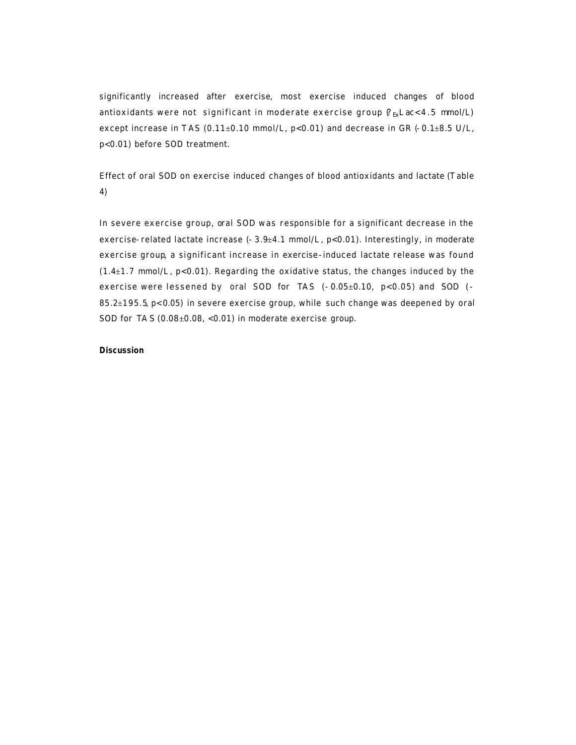significantly increased after exercise, most exercise induced changes of blood antioxidants were not significant in moderate exercise group ($?_{Ex}$Lac<4.5 mmol/L) except increase in TAS (0.11±0.10 mmol/L, p<0.01) and decrease in GR (-0.1±8.5 U/L, p<0.01) before SOD treatment.

Effect of oral SOD on exercise induced changes of blood antioxidants and lactate (Table 4)

In severe exercise group, oral SOD was responsible for a significant decrease in the exercise-related lactate increase (-3.9±4.1 mmol/L, p<0.01). Interestingly, in moderate exercise group, a significant increase in exercise-induced lactate release was found (1.4±1.7 mmol/L, p<0.01). Regarding the oxidative status, the changes induced by the exercise were lessened by oral SOD for TAS (-0.05±0.10, p<0.05) and SOD (-85.2±195.5, p<0.05) in severe exercise group, while such change was deepened by oral SOD for TAS (0.08±0.08, <0.01) in moderate exercise group.

**Discussion**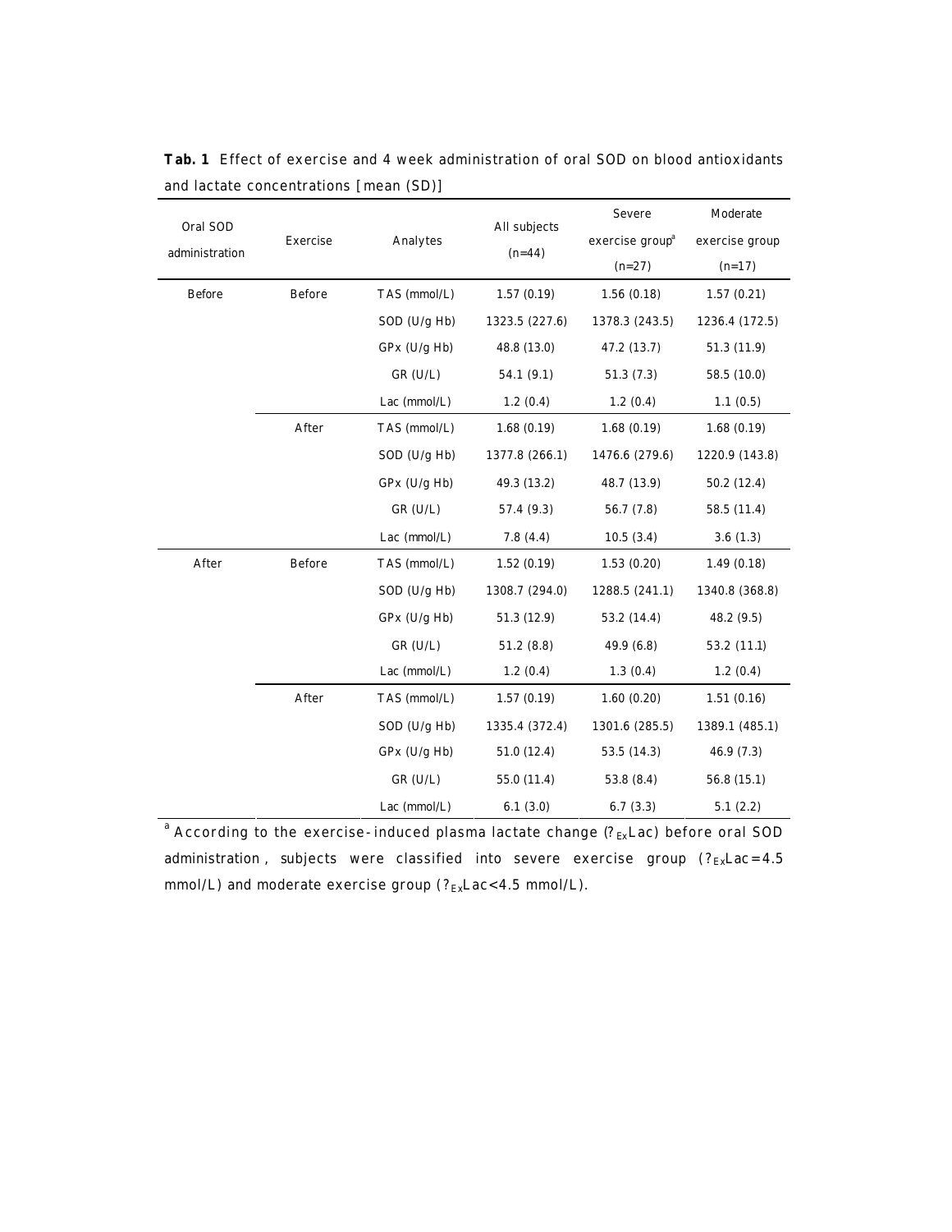**Tab. 1** Effect of exercise and 4 week administration of oral SOD on blood antioxidants and lactate concentrations [mean (SD)]

| Oral SOD administration | Exercise | Analytes | All subjects (n=44) | Severe exercise group[a] (n=27) | Moderate exercise group (n=17) |
|---|---|---|---|---|---|
| Before | Before | TAS (mmol/L) | 1.57 (0.19) | 1.56 (0.18) | 1.57 (0.21) |
| | | SOD (U/g Hb) | 1323.5 (227.6) | 1378.3 (243.5) | 1236.4 (172.5) |
| | | GPx (U/g Hb) | 48.8 (13.0) | 47.2 (13.7) | 51.3 (11.9) |
| | | GR (U/L) | 54.1 (9.1) | 51.3 (7.3) | 58.5 (10.0) |
| | | Lac (mmol/L) | 1.2 (0.4) | 1.2 (0.4) | 1.1 (0.5) |
| | After | TAS (mmol/L) | 1.68 (0.19) | 1.68 (0.19) | 1.68 (0.19) |
| | | SOD (U/g Hb) | 1377.8 (266.1) | 1476.6 (279.6) | 1220.9 (143.8) |
| | | GPx (U/g Hb) | 49.3 (13.2) | 48.7 (13.9) | 50.2 (12.4) |
| | | GR (U/L) | 57.4 (9.3) | 56.7 (7.8) | 58.5 (11.4) |
| | | Lac (mmol/L) | 7.8 (4.4) | 10.5 (3.4) | 3.6 (1.3) |
| After | Before | TAS (mmol/L) | 1.52 (0.19) | 1.53 (0.20) | 1.49 (0.18) |
| | | SOD (U/g Hb) | 1308.7 (294.0) | 1288.5 (241.1) | 1340.8 (368.8) |
| | | GPx (U/g Hb) | 51.3 (12.9) | 53.2 (14.4) | 48.2 (9.5) |
| | | GR (U/L) | 51.2 (8.8) | 49.9 (6.8) | 53.2 (11.1) |
| | | Lac (mmol/L) | 1.2 (0.4) | 1.3 (0.4) | 1.2 (0.4) |
| | After | TAS (mmol/L) | 1.57 (0.19) | 1.60 (0.20) | 1.51 (0.16) |
| | | SOD (U/g Hb) | 1335.4 (372.4) | 1301.6 (285.5) | 1389.1 (485.1) |
| | | GPx (U/g Hb) | 51.0 (12.4) | 53.5 (14.3) | 46.9 (7.3) |
| | | GR (U/L) | 55.0 (11.4) | 53.8 (8.4) | 56.8 (15.1) |
| | | Lac (mmol/L) | 6.1 (3.0) | 6.7 (3.3) | 5.1 (2.2) |

[a] According to the exercise-induced plasma lactate change ($?_{Ex}$Lac) before oral SOD administration, subjects were classified into severe exercise group ($?_{Ex}$Lac=4.5 mmol/L) and moderate exercise group ($?_{Ex}$Lac<4.5 mmol/L).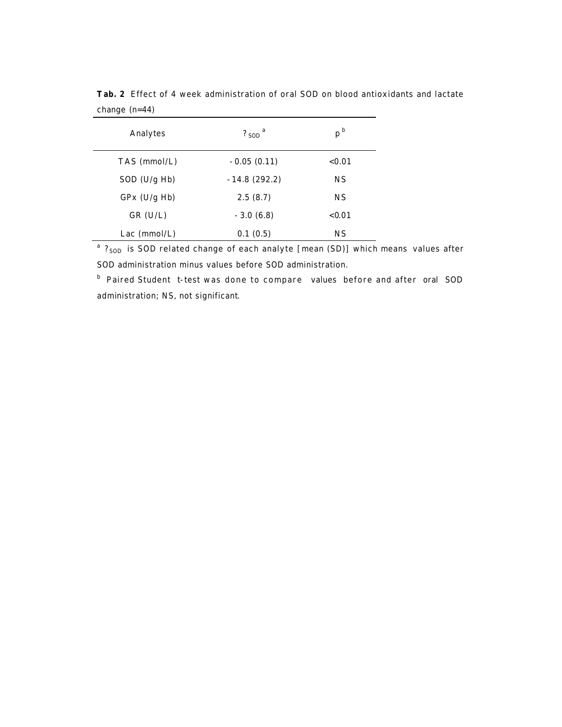**Tab. 2** Effect of 4 week administration of oral SOD on blood antioxidants and lactate change (n=44)

| Analytes | ?$_{SOD}$ [a] | p [b] |
| --- | --- | --- |
| TAS (mmol/L) | -0.05 (0.11) | <0.01 |
| SOD (U/g Hb) | -14.8 (292.2) | NS |
| GPx (U/g Hb) | 2.5 (8.7) | NS |
| GR (U/L) | -3.0 (6.8) | <0.01 |
| Lac (mmol/L) | 0.1 (0.5) | NS |

[a] ?$_{SOD}$ is SOD related change of each analyte [mean (SD)] which means values after SOD administration minus values before SOD administration.

[b] Paired Student t-test was done to compare values before and after oral SOD administration; NS, not significant.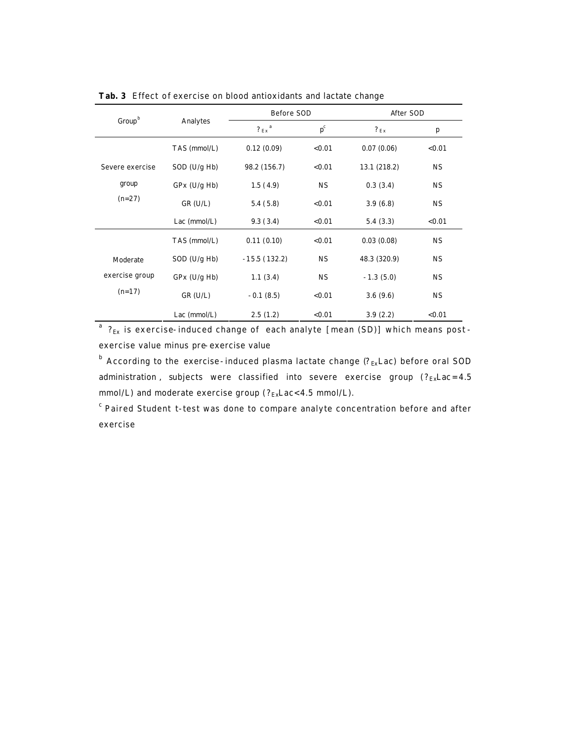**Tab. 3** Effect of exercise on blood antioxidants and lactate change

| Group[b] | Analytes | Before SOD | | After SOD | |
|---|---|---|---|---|---|
| | | $?_{Ex}$[a] | p[c] | $?_{Ex}$ | p |
| Severe exercise group (n=27) | TAS (mmol/L) | 0.12 (0.09) | <0.01 | 0.07 (0.06) | <0.01 |
| | SOD (U/g Hb) | 98.2 (156.7) | <0.01 | 13.1 (218.2) | NS |
| | GPx (U/g Hb) | 1.5 (4.9) | NS | 0.3 (3.4) | NS |
| | GR (U/L) | 5.4 (5.8) | <0.01 | 3.9 (6.8) | NS |
| | Lac (mmol/L) | 9.3 (3.4) | <0.01 | 5.4 (3.3) | <0.01 |
| Moderate exercise group (n=17) | TAS (mmol/L) | 0.11 (0.10) | <0.01 | 0.03 (0.08) | NS |
| | SOD (U/g Hb) | -15.5 (132.2) | NS | 48.3 (320.9) | NS |
| | GPx (U/g Hb) | 1.1 (3.4) | NS | -1.3 (5.0) | NS |
| | GR (U/L) | -0.1 (8.5) | <0.01 | 3.6 (9.6) | NS |
| | Lac (mmol/L) | 2.5 (1.2) | <0.01 | 3.9 (2.2) | <0.01 |

[a] $?_{Ex}$ is exercise-induced change of each analyte [mean (SD)] which means post-exercise value minus pre-exercise value

[b] According to the exercise-induced plasma lactate change ($?_{Ex}$Lac) before oral SOD administration, subjects were classified into severe exercise group ($?_{Ex}$Lac=4.5 mmol/L) and moderate exercise group ($?_{Ex}$Lac<4.5 mmol/L).

[c] Paired Student t-test was done to compare analyte concentration before and after exercise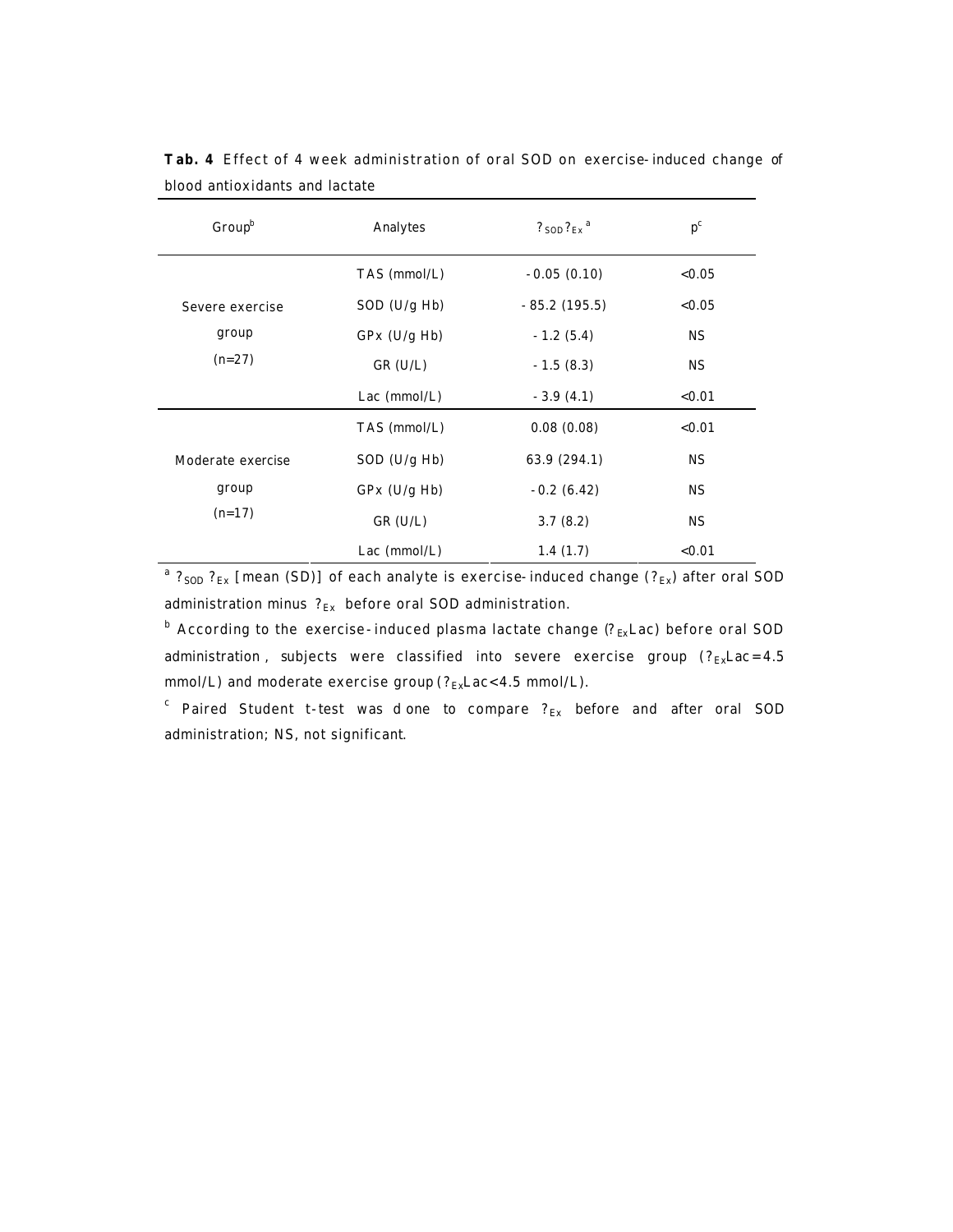**Tab. 4** Effect of 4 week administration of oral SOD on exercise-induced change of blood antioxidants and lactate

| Group[b] | Analytes | $?_{SOD}?_{Ex}$ [a] | p[c] |
|---|---|---|---|
| Severe exercise group (n=27) | TAS (mmol/L) | -0.05 (0.10) | <0.05 |
| | SOD (U/g Hb) | -85.2 (195.5) | <0.05 |
| | GPx (U/g Hb) | -1.2 (5.4) | NS |
| | GR (U/L) | -1.5 (8.3) | NS |
| | Lac (mmol/L) | -3.9 (4.1) | <0.01 |
| Moderate exercise group (n=17) | TAS (mmol/L) | 0.08 (0.08) | <0.01 |
| | SOD (U/g Hb) | 63.9 (294.1) | NS |
| | GPx (U/g Hb) | -0.2 (6.42) | NS |
| | GR (U/L) | 3.7 (8.2) | NS |
| | Lac (mmol/L) | 1.4 (1.7) | <0.01 |

[a] $?_{SOD}?_{Ex}$ [mean (SD)] of each analyte is exercise-induced change ($?_{Ex}$) after oral SOD administration minus $?_{Ex}$ before oral SOD administration.

[b] According to the exercise-induced plasma lactate change ($?_{Ex}$Lac) before oral SOD administration, subjects were classified into severe exercise group ($?_{Ex}$Lac=4.5 mmol/L) and moderate exercise group ($?_{Ex}$Lac<4.5 mmol/L).

[c] Paired Student t-test was done to compare $?_{Ex}$ before and after oral SOD administration; NS, not significant.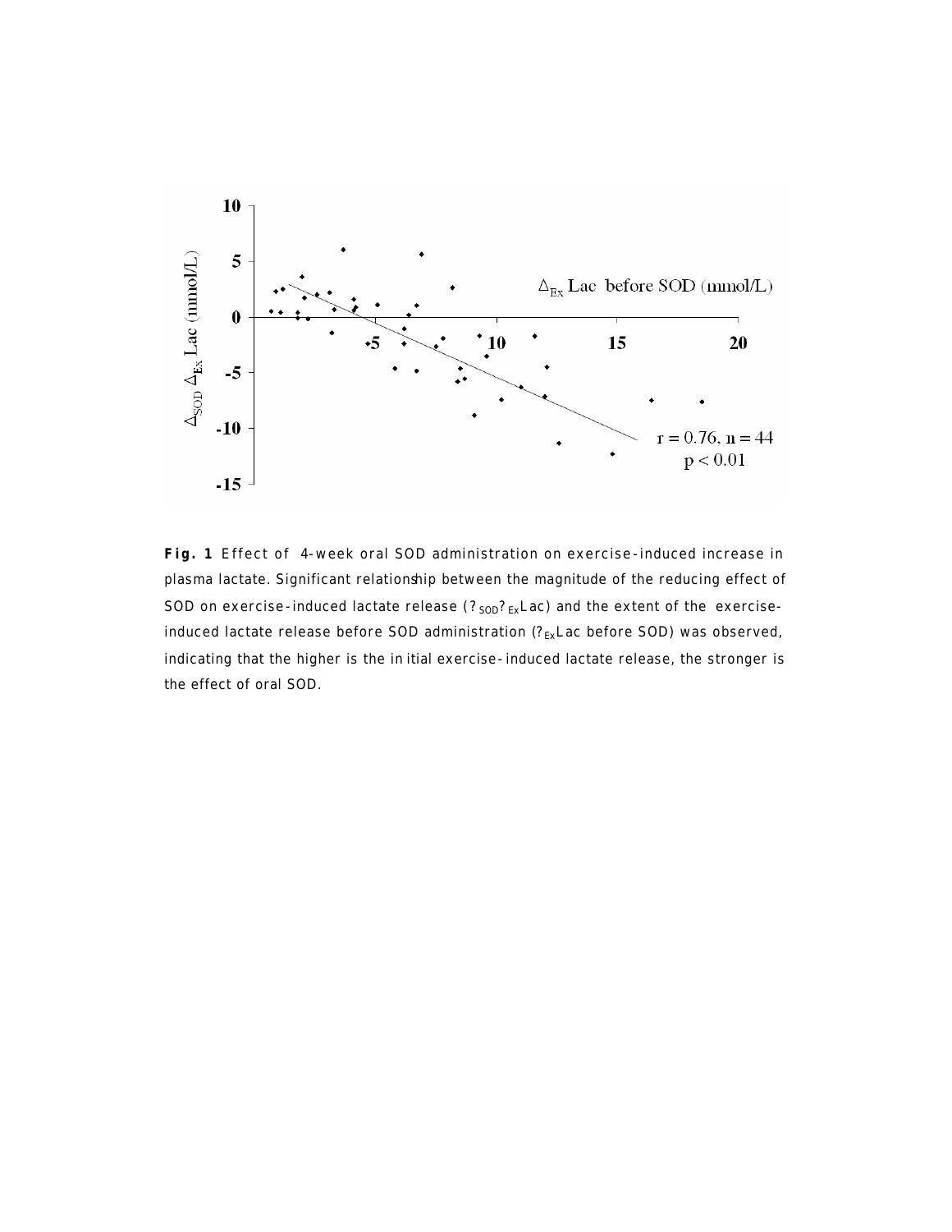10

5

0

-5

-10

-15

5

10

15

20

$\Delta_{SOD}$ $\Delta_{Ex}$ Lac (mmol/L)

$\Delta_{Ex}$ Lac before SOD (mmol/L)

r = 0.76, n = 44

$p < 0.01$

**Fig. 1** Effect of 4-week oral SOD administration on exercise-induced increase in plasma lactate. Significant relationship between the magnitude of the reducing effect of SOD on exercise-induced lactate release (?$_{SOD}$?$_{Ex}$Lac) and the extent of the exercise-induced lactate release before SOD administration (?$_{Ex}$Lac before SOD) was observed, indicating that the higher is the initial exercise-induced lactate release, the stronger is the effect of oral SOD.